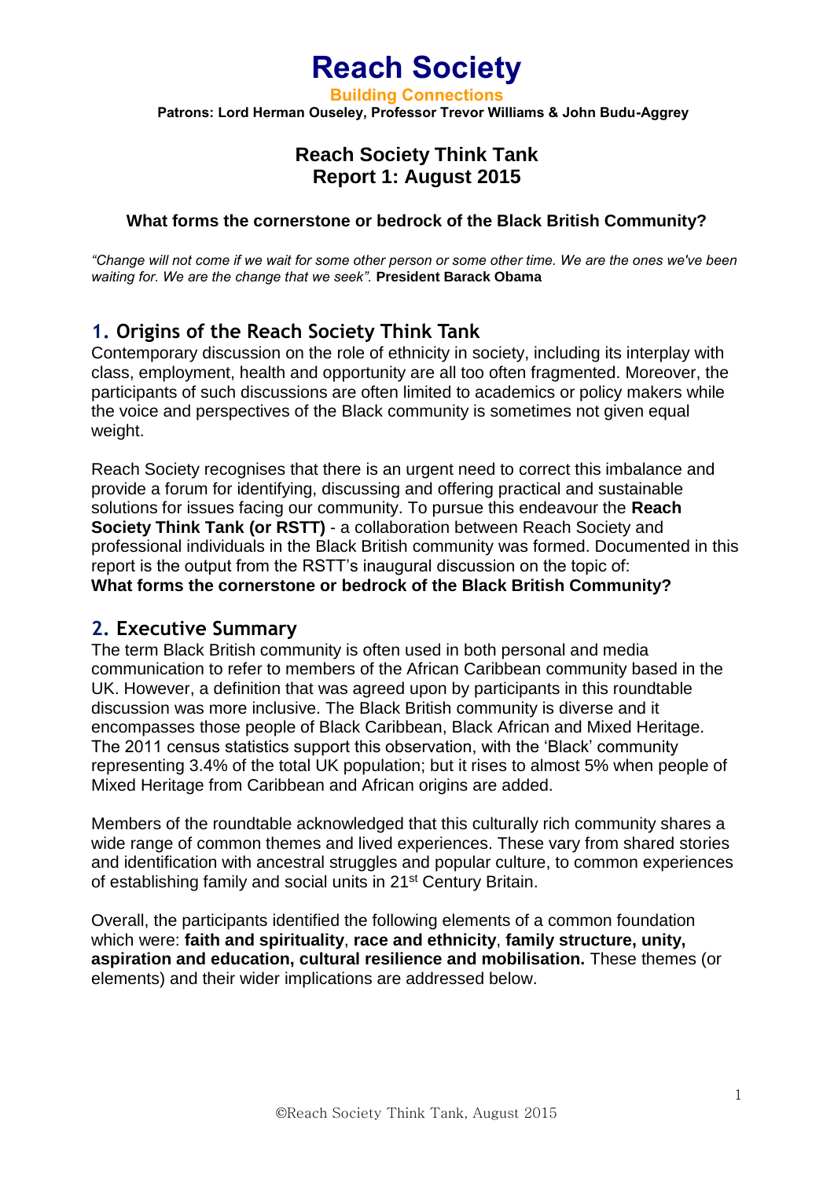# Reach Society

**Building Connections**

**Patrons: Lord Herman Ouseley, Professor Trevor Williams & John Budu-Aggrey**

## Reach Society Think Tank
## Report 1: August 2015

**What forms the cornerstone or bedrock of the Black British Community?**

*"Change will not come if we wait for some other person or some other time. We are the ones we've been waiting for. We are the change that we seek".* **President Barack Obama**

## 1. Origins of the Reach Society Think Tank

Contemporary discussion on the role of ethnicity in society, including its interplay with class, employment, health and opportunity are all too often fragmented. Moreover, the participants of such discussions are often limited to academics or policy makers while the voice and perspectives of the Black community is sometimes not given equal weight.

Reach Society recognises that there is an urgent need to correct this imbalance and provide a forum for identifying, discussing and offering practical and sustainable solutions for issues facing our community. To pursue this endeavour the **Reach Society Think Tank (or RSTT)** - a collaboration between Reach Society and professional individuals in the Black British community was formed. Documented in this report is the output from the RSTT's inaugural discussion on the topic of:
**What forms the cornerstone or bedrock of the Black British Community?**

## 2. Executive Summary

The term Black British community is often used in both personal and media communication to refer to members of the African Caribbean community based in the UK. However, a definition that was agreed upon by participants in this roundtable discussion was more inclusive. The Black British community is diverse and it encompasses those people of Black Caribbean, Black African and Mixed Heritage. The 2011 census statistics support this observation, with the 'Black' community representing 3.4% of the total UK population; but it rises to almost 5% when people of Mixed Heritage from Caribbean and African origins are added.

Members of the roundtable acknowledged that this culturally rich community shares a wide range of common themes and lived experiences. These vary from shared stories and identification with ancestral struggles and popular culture, to common experiences of establishing family and social units in 21st Century Britain.

Overall, the participants identified the following elements of a common foundation which were: **faith and spirituality**, **race and ethnicity**, **family structure, unity, aspiration and education, cultural resilience and mobilisation.** These themes (or elements) and their wider implications are addressed below.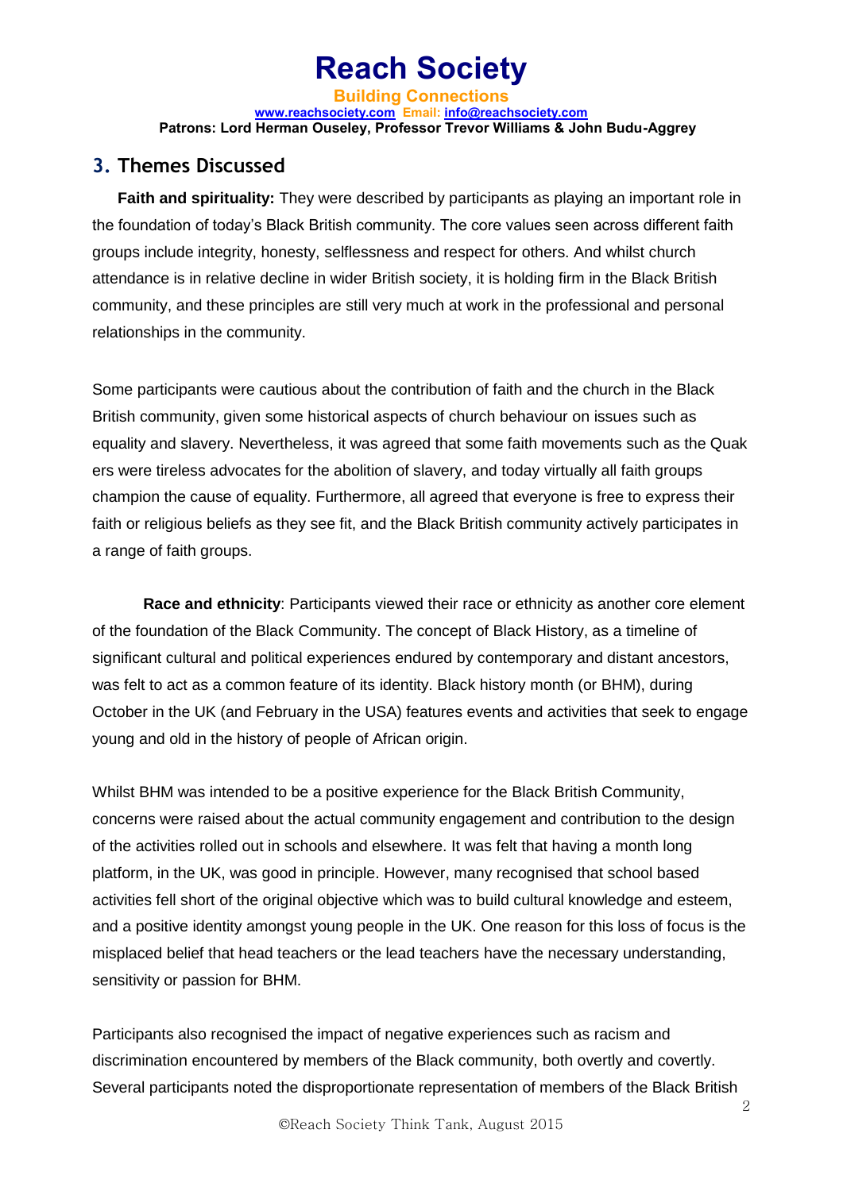## 3. Themes Discussed

**Faith and spirituality:** They were described by participants as playing an important role in the foundation of today's Black British community. The core values seen across different faith groups include integrity, honesty, selflessness and respect for others. And whilst church attendance is in relative decline in wider British society, it is holding firm in the Black British community, and these principles are still very much at work in the professional and personal relationships in the community.

Some participants were cautious about the contribution of faith and the church in the Black British community, given some historical aspects of church behaviour on issues such as equality and slavery. Nevertheless, it was agreed that some faith movements such as the Quakers were tireless advocates for the abolition of slavery, and today virtually all faith groups champion the cause of equality. Furthermore, all agreed that everyone is free to express their faith or religious beliefs as they see fit, and the Black British community actively participates in a range of faith groups.

**Race and ethnicity**: Participants viewed their race or ethnicity as another core element of the foundation of the Black Community. The concept of Black History, as a timeline of significant cultural and political experiences endured by contemporary and distant ancestors, was felt to act as a common feature of its identity. Black history month (or BHM), during October in the UK (and February in the USA) features events and activities that seek to engage young and old in the history of people of African origin.

Whilst BHM was intended to be a positive experience for the Black British Community, concerns were raised about the actual community engagement and contribution to the design of the activities rolled out in schools and elsewhere. It was felt that having a month long platform, in the UK, was good in principle. However, many recognised that school based activities fell short of the original objective which was to build cultural knowledge and esteem, and a positive identity amongst young people in the UK. One reason for this loss of focus is the misplaced belief that head teachers or the lead teachers have the necessary understanding, sensitivity or passion for BHM.

Participants also recognised the impact of negative experiences such as racism and discrimination encountered by members of the Black community, both overtly and covertly. Several participants noted the disproportionate representation of members of the Black British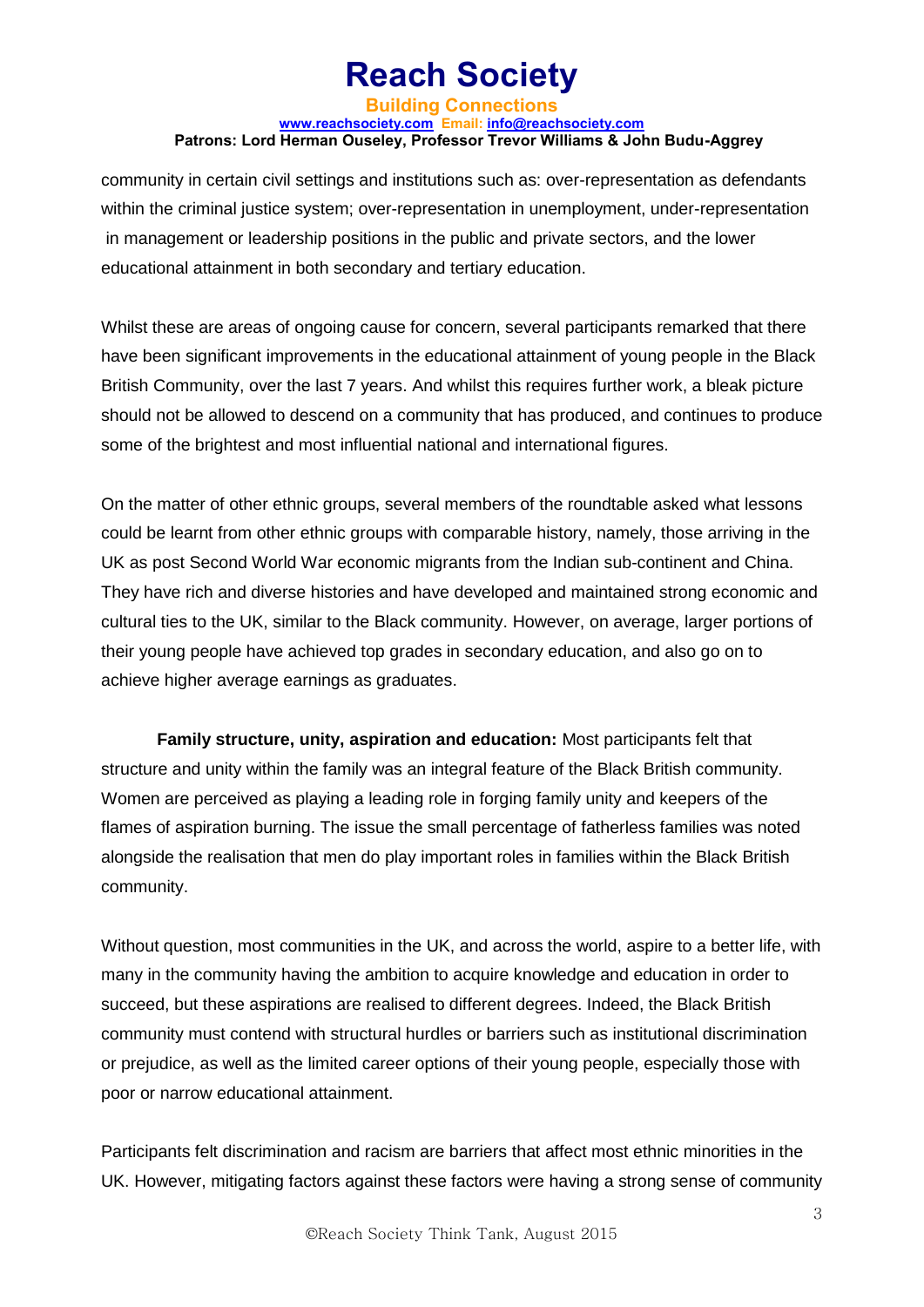community in certain civil settings and institutions such as: over-representation as defendants within the criminal justice system; over-representation in unemployment, under-representation in management or leadership positions in the public and private sectors, and the lower educational attainment in both secondary and tertiary education.

Whilst these are areas of ongoing cause for concern, several participants remarked that there have been significant improvements in the educational attainment of young people in the Black British Community, over the last 7 years. And whilst this requires further work, a bleak picture should not be allowed to descend on a community that has produced, and continues to produce some of the brightest and most influential national and international figures.

On the matter of other ethnic groups, several members of the roundtable asked what lessons could be learnt from other ethnic groups with comparable history, namely, those arriving in the UK as post Second World War economic migrants from the Indian sub-continent and China. They have rich and diverse histories and have developed and maintained strong economic and cultural ties to the UK, similar to the Black community. However, on average, larger portions of their young people have achieved top grades in secondary education, and also go on to achieve higher average earnings as graduates.

**Family structure, unity, aspiration and education:** Most participants felt that structure and unity within the family was an integral feature of the Black British community. Women are perceived as playing a leading role in forging family unity and keepers of the flames of aspiration burning. The issue the small percentage of fatherless families was noted alongside the realisation that men do play important roles in families within the Black British community.

Without question, most communities in the UK, and across the world, aspire to a better life, with many in the community having the ambition to acquire knowledge and education in order to succeed, but these aspirations are realised to different degrees. Indeed, the Black British community must contend with structural hurdles or barriers such as institutional discrimination or prejudice, as well as the limited career options of their young people, especially those with poor or narrow educational attainment.

Participants felt discrimination and racism are barriers that affect most ethnic minorities in the UK. However, mitigating factors against these factors were having a strong sense of community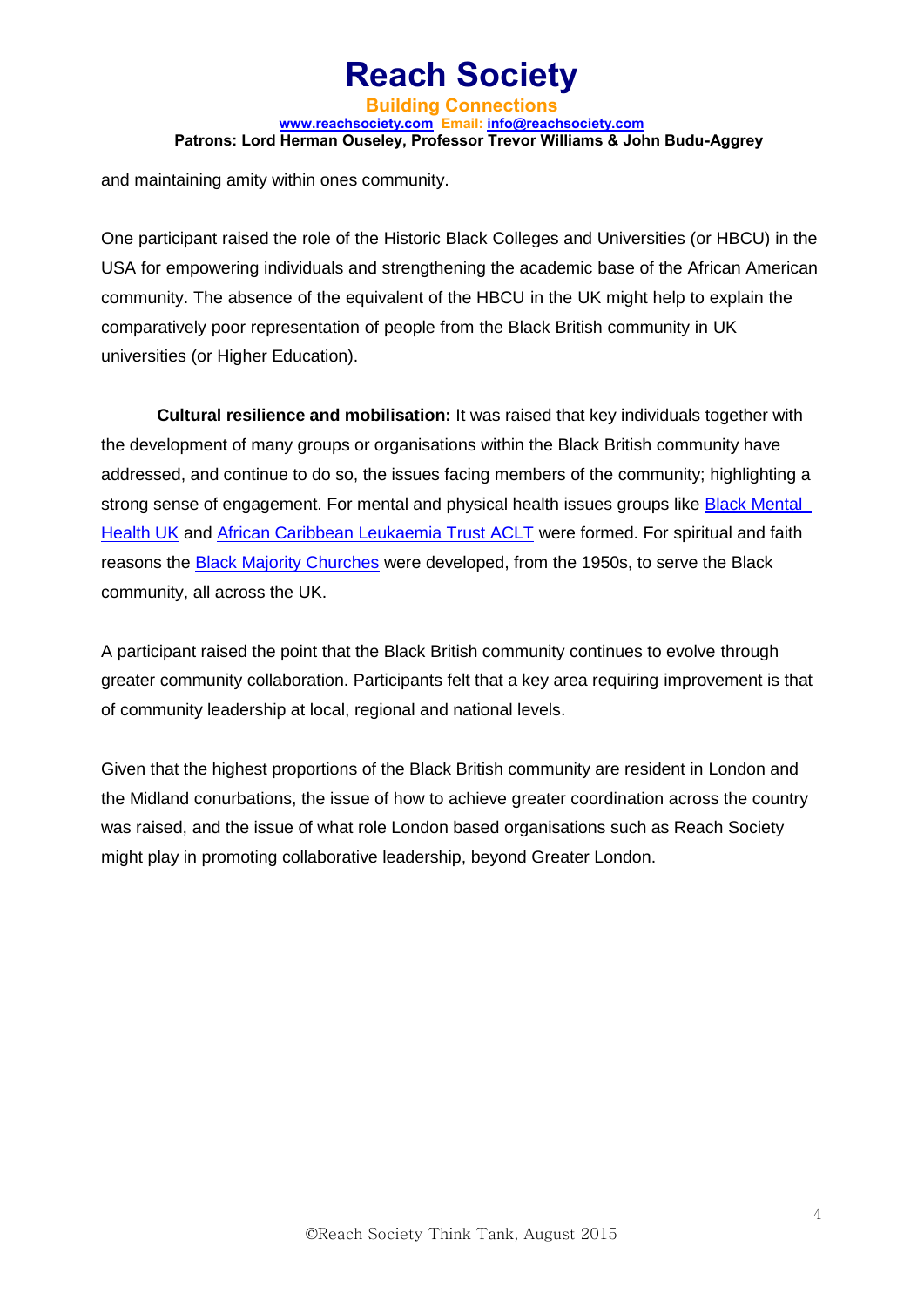and maintaining amity within ones community.

One participant raised the role of the Historic Black Colleges and Universities (or HBCU) in the USA for empowering individuals and strengthening the academic base of the African American community. The absence of the equivalent of the HBCU in the UK might help to explain the comparatively poor representation of people from the Black British community in UK universities (or Higher Education).

**Cultural resilience and mobilisation:** It was raised that key individuals together with the development of many groups or organisations within the Black British community have addressed, and continue to do so, the issues facing members of the community; highlighting a strong sense of engagement. For mental and physical health issues groups like Black Mental Health UK and African Caribbean Leukaemia Trust ACLT were formed. For spiritual and faith reasons the Black Majority Churches were developed, from the 1950s, to serve the Black community, all across the UK.

A participant raised the point that the Black British community continues to evolve through greater community collaboration. Participants felt that a key area requiring improvement is that of community leadership at local, regional and national levels.

Given that the highest proportions of the Black British community are resident in London and the Midland conurbations, the issue of how to achieve greater coordination across the country was raised, and the issue of what role London based organisations such as Reach Society might play in promoting collaborative leadership, beyond Greater London.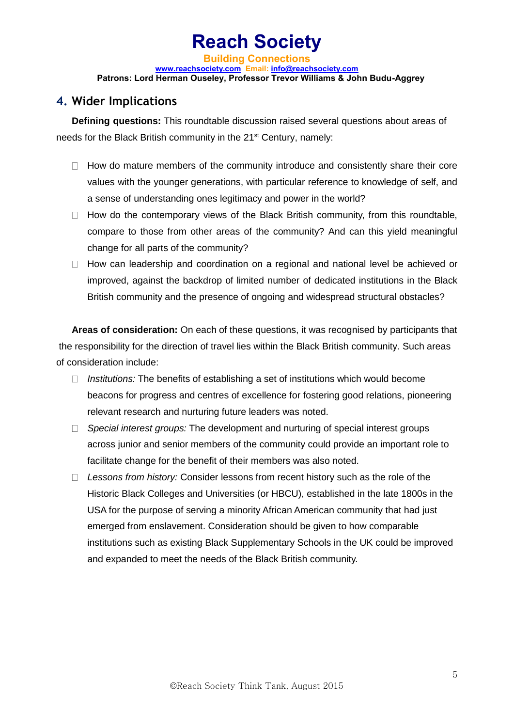## 4. Wider Implications

**Defining questions:** This roundtable discussion raised several questions about areas of needs for the Black British community in the 21st Century, namely:

- How do mature members of the community introduce and consistently share their core values with the younger generations, with particular reference to knowledge of self, and a sense of understanding ones legitimacy and power in the world?
- How do the contemporary views of the Black British community, from this roundtable, compare to those from other areas of the community? And can this yield meaningful change for all parts of the community?
- How can leadership and coordination on a regional and national level be achieved or improved, against the backdrop of limited number of dedicated institutions in the Black British community and the presence of ongoing and widespread structural obstacles?

**Areas of consideration:** On each of these questions, it was recognised by participants that the responsibility for the direction of travel lies within the Black British community. Such areas of consideration include:

- *Institutions:* The benefits of establishing a set of institutions which would become beacons for progress and centres of excellence for fostering good relations, pioneering relevant research and nurturing future leaders was noted.
- *Special interest groups:* The development and nurturing of special interest groups across junior and senior members of the community could provide an important role to facilitate change for the benefit of their members was also noted.
- *Lessons from history:* Consider lessons from recent history such as the role of the Historic Black Colleges and Universities (or HBCU), established in the late 1800s in the USA for the purpose of serving a minority African American community that had just emerged from enslavement. Consideration should be given to how comparable institutions such as existing Black Supplementary Schools in the UK could be improved and expanded to meet the needs of the Black British community.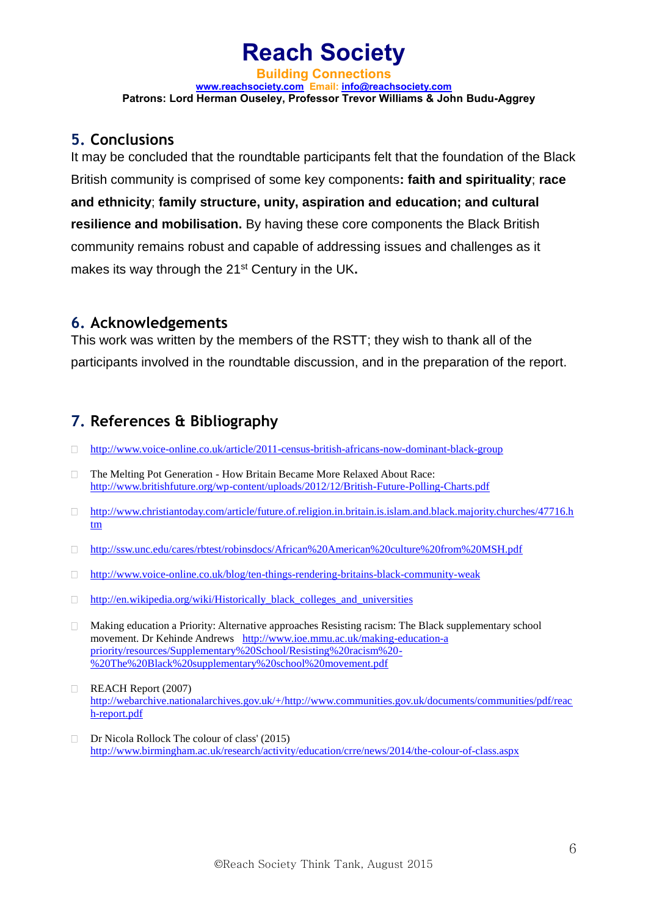## 5. Conclusions

It may be concluded that the roundtable participants felt that the foundation of the Black British community is comprised of some key components**: faith and spirituality**; **race and ethnicity**; **family structure, unity, aspiration and education; and cultural resilience and mobilisation.** By having these core components the Black British community remains robust and capable of addressing issues and challenges as it makes its way through the 21st Century in the UK**.**

## 6. Acknowledgements

This work was written by the members of the RSTT; they wish to thank all of the participants involved in the roundtable discussion, and in the preparation of the report.

## 7. References & Bibliography

- http://www.voice-online.co.uk/article/2011-census-british-africans-now-dominant-black-group
- The Melting Pot Generation - How Britain Became More Relaxed About Race: http://www.britishfuture.org/wp-content/uploads/2012/12/British-Future-Polling-Charts.pdf
- http://www.christiantoday.com/article/future.of.religion.in.britain.is.islam.and.black.majority.churches/47716.htm
- http://ssw.unc.edu/cares/rbtest/robinsdocs/African%20American%20culture%20from%20MSH.pdf
- http://www.voice-online.co.uk/blog/ten-things-rendering-britains-black-community-weak
- http://en.wikipedia.org/wiki/Historically_black_colleges_and_universities
- Making education a Priority: Alternative approaches Resisting racism: The Black supplementary school movement. Dr Kehinde Andrews http://www.ioe.mmu.ac.uk/making-education-a-priority/resources/Supplementary%20School/Resisting%20racism%20-%20The%20Black%20supplementary%20school%20movement.pdf
- REACH Report (2007) http://webarchive.nationalarchives.gov.uk/+/http://www.communities.gov.uk/documents/communities/pdf/reach-report.pdf
- Dr Nicola Rollock The colour of class' (2015) http://www.birmingham.ac.uk/research/activity/education/crre/news/2014/the-colour-of-class.aspx

©Reach Society Think Tank, August 2015